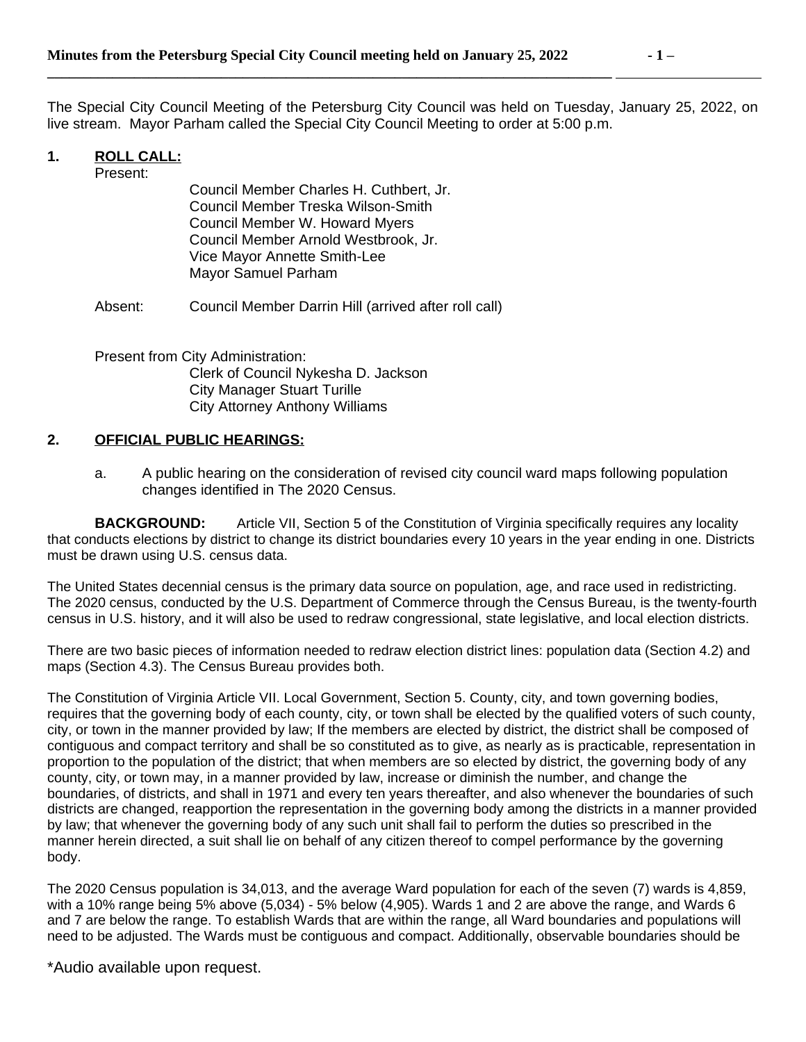The Special City Council Meeting of the Petersburg City Council was held on Tuesday, January 25, 2022, on live stream. Mayor Parham called the Special City Council Meeting to order at 5:00 p.m.

## 1. ROLL CALL:

Present:

Council Member Charles H. Cuthbert, Jr.
Council Member Treska Wilson-Smith
Council Member W. Howard Myers
Council Member Arnold Westbrook, Jr.
Vice Mayor Annette Smith-Lee
Mayor Samuel Parham

Absent: Council Member Darrin Hill (arrived after roll call)

Present from City Administration:

Clerk of Council Nykesha D. Jackson
City Manager Stuart Turille
City Attorney Anthony Williams

## 2. OFFICIAL PUBLIC HEARINGS:

a. A public hearing on the consideration of revised city council ward maps following population changes identified in The 2020 Census.

**BACKGROUND:** Article VII, Section 5 of the Constitution of Virginia specifically requires any locality that conducts elections by district to change its district boundaries every 10 years in the year ending in one. Districts must be drawn using U.S. census data.

The United States decennial census is the primary data source on population, age, and race used in redistricting. The 2020 census, conducted by the U.S. Department of Commerce through the Census Bureau, is the twenty-fourth census in U.S. history, and it will also be used to redraw congressional, state legislative, and local election districts.

There are two basic pieces of information needed to redraw election district lines: population data (Section 4.2) and maps (Section 4.3). The Census Bureau provides both.

The Constitution of Virginia Article VII. Local Government, Section 5. County, city, and town governing bodies, requires that the governing body of each county, city, or town shall be elected by the qualified voters of such county, city, or town in the manner provided by law; If the members are elected by district, the district shall be composed of contiguous and compact territory and shall be so constituted as to give, as nearly as is practicable, representation in proportion to the population of the district; that when members are so elected by district, the governing body of any county, city, or town may, in a manner provided by law, increase or diminish the number, and change the boundaries, of districts, and shall in 1971 and every ten years thereafter, and also whenever the boundaries of such districts are changed, reapportion the representation in the governing body among the districts in a manner provided by law; that whenever the governing body of any such unit shall fail to perform the duties so prescribed in the manner herein directed, a suit shall lie on behalf of any citizen thereof to compel performance by the governing body.

The 2020 Census population is 34,013, and the average Ward population for each of the seven (7) wards is 4,859, with a 10% range being 5% above (5,034) - 5% below (4,905). Wards 1 and 2 are above the range, and Wards 6 and 7 are below the range. To establish Wards that are within the range, all Ward boundaries and populations will need to be adjusted. The Wards must be contiguous and compact. Additionally, observable boundaries should be

\*Audio available upon request.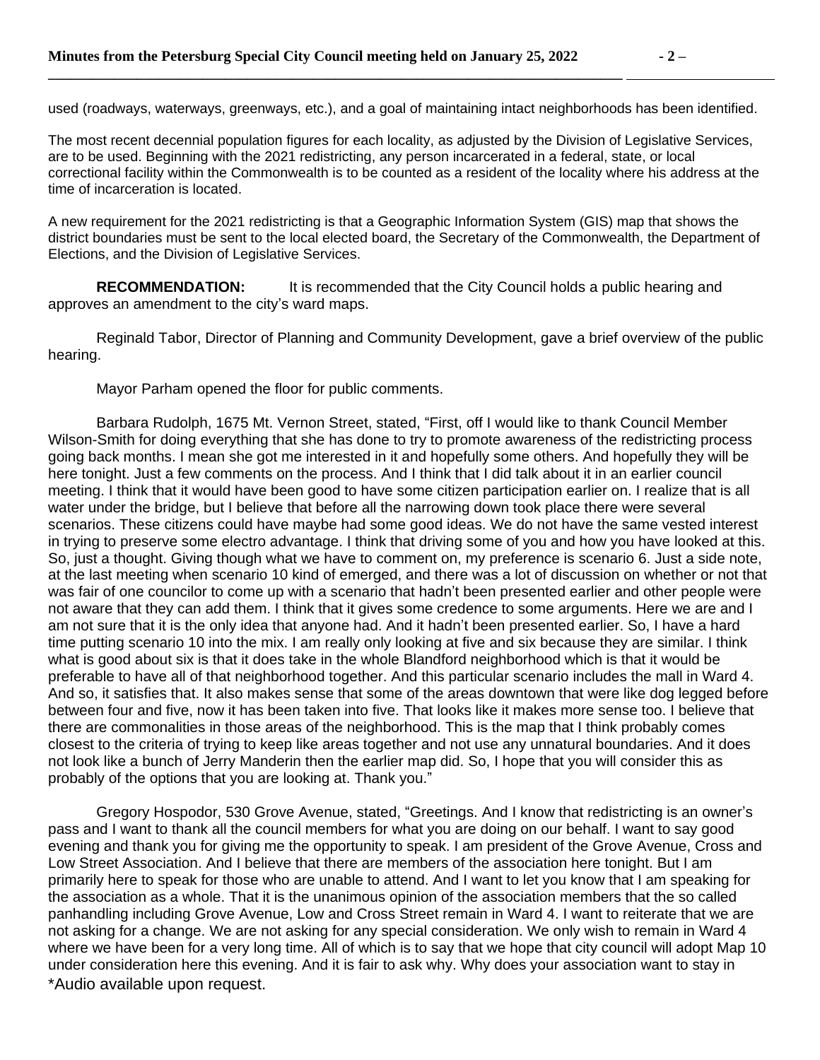used (roadways, waterways, greenways, etc.), and a goal of maintaining intact neighborhoods has been identified.

The most recent decennial population figures for each locality, as adjusted by the Division of Legislative Services, are to be used. Beginning with the 2021 redistricting, any person incarcerated in a federal, state, or local correctional facility within the Commonwealth is to be counted as a resident of the locality where his address at the time of incarceration is located.

A new requirement for the 2021 redistricting is that a Geographic Information System (GIS) map that shows the district boundaries must be sent to the local elected board, the Secretary of the Commonwealth, the Department of Elections, and the Division of Legislative Services.

**RECOMMENDATION:** It is recommended that the City Council holds a public hearing and approves an amendment to the city's ward maps.

Reginald Tabor, Director of Planning and Community Development, gave a brief overview of the public hearing.

Mayor Parham opened the floor for public comments.

Barbara Rudolph, 1675 Mt. Vernon Street, stated, "First, off I would like to thank Council Member Wilson-Smith for doing everything that she has done to try to promote awareness of the redistricting process going back months. I mean she got me interested in it and hopefully some others. And hopefully they will be here tonight. Just a few comments on the process. And I think that I did talk about it in an earlier council meeting. I think that it would have been good to have some citizen participation earlier on. I realize that is all water under the bridge, but I believe that before all the narrowing down took place there were several scenarios. These citizens could have maybe had some good ideas. We do not have the same vested interest in trying to preserve some electro advantage. I think that driving some of you and how you have looked at this. So, just a thought. Giving though what we have to comment on, my preference is scenario 6. Just a side note, at the last meeting when scenario 10 kind of emerged, and there was a lot of discussion on whether or not that was fair of one councilor to come up with a scenario that hadn't been presented earlier and other people were not aware that they can add them. I think that it gives some credence to some arguments. Here we are and I am not sure that it is the only idea that anyone had. And it hadn't been presented earlier. So, I have a hard time putting scenario 10 into the mix. I am really only looking at five and six because they are similar. I think what is good about six is that it does take in the whole Blandford neighborhood which is that it would be preferable to have all of that neighborhood together. And this particular scenario includes the mall in Ward 4. And so, it satisfies that. It also makes sense that some of the areas downtown that were like dog legged before between four and five, now it has been taken into five. That looks like it makes more sense too. I believe that there are commonalities in those areas of the neighborhood. This is the map that I think probably comes closest to the criteria of trying to keep like areas together and not use any unnatural boundaries. And it does not look like a bunch of Jerry Manderin then the earlier map did. So, I hope that you will consider this as probably of the options that you are looking at. Thank you."

Gregory Hospodor, 530 Grove Avenue, stated, "Greetings. And I know that redistricting is an owner's pass and I want to thank all the council members for what you are doing on our behalf. I want to say good evening and thank you for giving me the opportunity to speak. I am president of the Grove Avenue, Cross and Low Street Association. And I believe that there are members of the association here tonight. But I am primarily here to speak for those who are unable to attend. And I want to let you know that I am speaking for the association as a whole. That it is the unanimous opinion of the association members that the so called panhandling including Grove Avenue, Low and Cross Street remain in Ward 4. I want to reiterate that we are not asking for a change. We are not asking for any special consideration. We only wish to remain in Ward 4 where we have been for a very long time. All of which is to say that we hope that city council will adopt Map 10 under consideration here this evening. And it is fair to ask why. Why does your association want to stay in

*Audio available upon request.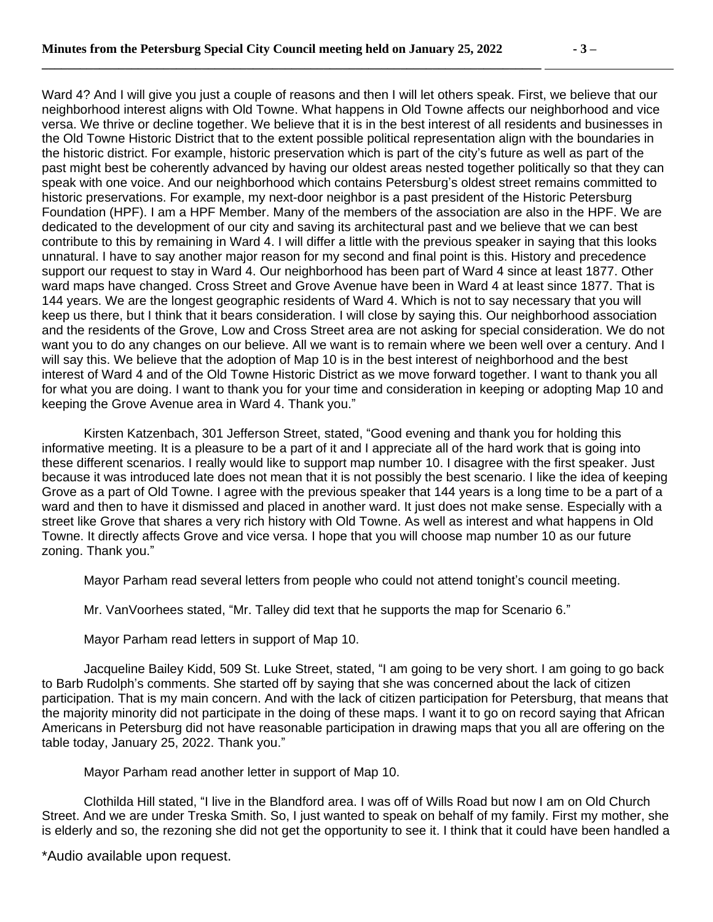Ward 4? And I will give you just a couple of reasons and then I will let others speak. First, we believe that our neighborhood interest aligns with Old Towne. What happens in Old Towne affects our neighborhood and vice versa. We thrive or decline together. We believe that it is in the best interest of all residents and businesses in the Old Towne Historic District that to the extent possible political representation align with the boundaries in the historic district. For example, historic preservation which is part of the city's future as well as part of the past might best be coherently advanced by having our oldest areas nested together politically so that they can speak with one voice. And our neighborhood which contains Petersburg's oldest street remains committed to historic preservations. For example, my next-door neighbor is a past president of the Historic Petersburg Foundation (HPF). I am a HPF Member. Many of the members of the association are also in the HPF. We are dedicated to the development of our city and saving its architectural past and we believe that we can best contribute to this by remaining in Ward 4. I will differ a little with the previous speaker in saying that this looks unnatural. I have to say another major reason for my second and final point is this. History and precedence support our request to stay in Ward 4. Our neighborhood has been part of Ward 4 since at least 1877. Other ward maps have changed. Cross Street and Grove Avenue have been in Ward 4 at least since 1877. That is 144 years. We are the longest geographic residents of Ward 4. Which is not to say necessary that you will keep us there, but I think that it bears consideration. I will close by saying this. Our neighborhood association and the residents of the Grove, Low and Cross Street area are not asking for special consideration. We do not want you to do any changes on our believe. All we want is to remain where we been well over a century. And I will say this. We believe that the adoption of Map 10 is in the best interest of neighborhood and the best interest of Ward 4 and of the Old Towne Historic District as we move forward together. I want to thank you all for what you are doing. I want to thank you for your time and consideration in keeping or adopting Map 10 and keeping the Grove Avenue area in Ward 4. Thank you."

Kirsten Katzenbach, 301 Jefferson Street, stated, "Good evening and thank you for holding this informative meeting. It is a pleasure to be a part of it and I appreciate all of the hard work that is going into these different scenarios. I really would like to support map number 10. I disagree with the first speaker. Just because it was introduced late does not mean that it is not possibly the best scenario. I like the idea of keeping Grove as a part of Old Towne. I agree with the previous speaker that 144 years is a long time to be a part of a ward and then to have it dismissed and placed in another ward. It just does not make sense. Especially with a street like Grove that shares a very rich history with Old Towne. As well as interest and what happens in Old Towne. It directly affects Grove and vice versa. I hope that you will choose map number 10 as our future zoning. Thank you."

Mayor Parham read several letters from people who could not attend tonight's council meeting.

Mr. VanVoorhees stated, "Mr. Talley did text that he supports the map for Scenario 6."

Mayor Parham read letters in support of Map 10.

Jacqueline Bailey Kidd, 509 St. Luke Street, stated, "I am going to be very short. I am going to go back to Barb Rudolph's comments. She started off by saying that she was concerned about the lack of citizen participation. That is my main concern. And with the lack of citizen participation for Petersburg, that means that the majority minority did not participate in the doing of these maps. I want it to go on record saying that African Americans in Petersburg did not have reasonable participation in drawing maps that you all are offering on the table today, January 25, 2022. Thank you."

Mayor Parham read another letter in support of Map 10.

Clothilda Hill stated, "I live in the Blandford area. I was off of Wills Road but now I am on Old Church Street. And we are under Treska Smith. So, I just wanted to speak on behalf of my family. First my mother, she is elderly and so, the rezoning she did not get the opportunity to see it. I think that it could have been handled a

\*Audio available upon request.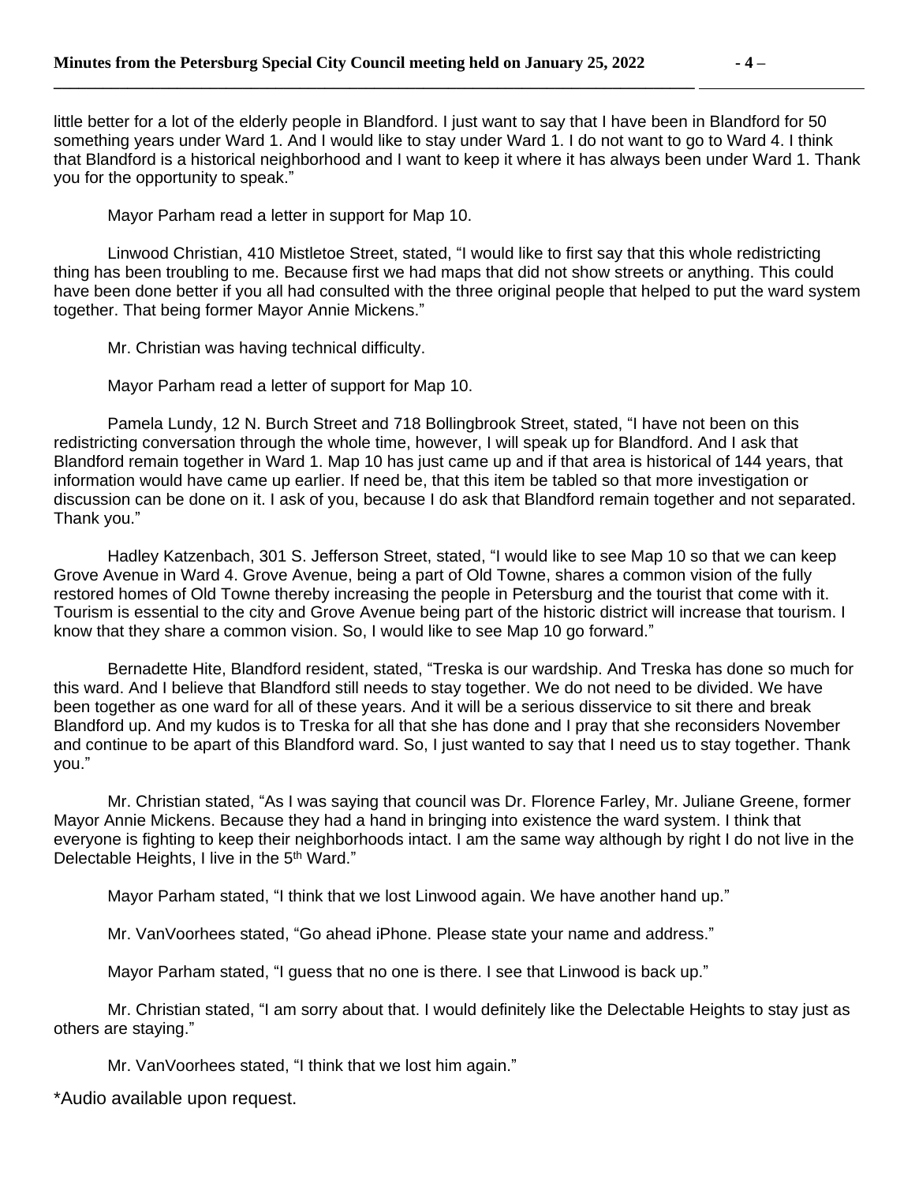little better for a lot of the elderly people in Blandford. I just want to say that I have been in Blandford for 50 something years under Ward 1. And I would like to stay under Ward 1. I do not want to go to Ward 4. I think that Blandford is a historical neighborhood and I want to keep it where it has always been under Ward 1. Thank you for the opportunity to speak."

Mayor Parham read a letter in support for Map 10.

Linwood Christian, 410 Mistletoe Street, stated, "I would like to first say that this whole redistricting thing has been troubling to me. Because first we had maps that did not show streets or anything. This could have been done better if you all had consulted with the three original people that helped to put the ward system together. That being former Mayor Annie Mickens."

Mr. Christian was having technical difficulty.

Mayor Parham read a letter of support for Map 10.

Pamela Lundy, 12 N. Burch Street and 718 Bollingbrook Street, stated, "I have not been on this redistricting conversation through the whole time, however, I will speak up for Blandford. And I ask that Blandford remain together in Ward 1. Map 10 has just came up and if that area is historical of 144 years, that information would have came up earlier. If need be, that this item be tabled so that more investigation or discussion can be done on it. I ask of you, because I do ask that Blandford remain together and not separated. Thank you."

Hadley Katzenbach, 301 S. Jefferson Street, stated, "I would like to see Map 10 so that we can keep Grove Avenue in Ward 4. Grove Avenue, being a part of Old Towne, shares a common vision of the fully restored homes of Old Towne thereby increasing the people in Petersburg and the tourist that come with it. Tourism is essential to the city and Grove Avenue being part of the historic district will increase that tourism. I know that they share a common vision. So, I would like to see Map 10 go forward."

Bernadette Hite, Blandford resident, stated, "Treska is our wardship. And Treska has done so much for this ward. And I believe that Blandford still needs to stay together. We do not need to be divided. We have been together as one ward for all of these years. And it will be a serious disservice to sit there and break Blandford up. And my kudos is to Treska for all that she has done and I pray that she reconsiders November and continue to be apart of this Blandford ward. So, I just wanted to say that I need us to stay together. Thank you."

Mr. Christian stated, "As I was saying that council was Dr. Florence Farley, Mr. Juliane Greene, former Mayor Annie Mickens. Because they had a hand in bringing into existence the ward system. I think that everyone is fighting to keep their neighborhoods intact. I am the same way although by right I do not live in the Delectable Heights, I live in the 5th Ward."

Mayor Parham stated, "I think that we lost Linwood again. We have another hand up."

Mr. VanVoorhees stated, "Go ahead iPhone. Please state your name and address."

Mayor Parham stated, "I guess that no one is there. I see that Linwood is back up."

Mr. Christian stated, "I am sorry about that. I would definitely like the Delectable Heights to stay just as others are staying."

Mr. VanVoorhees stated, "I think that we lost him again."

*Audio available upon request.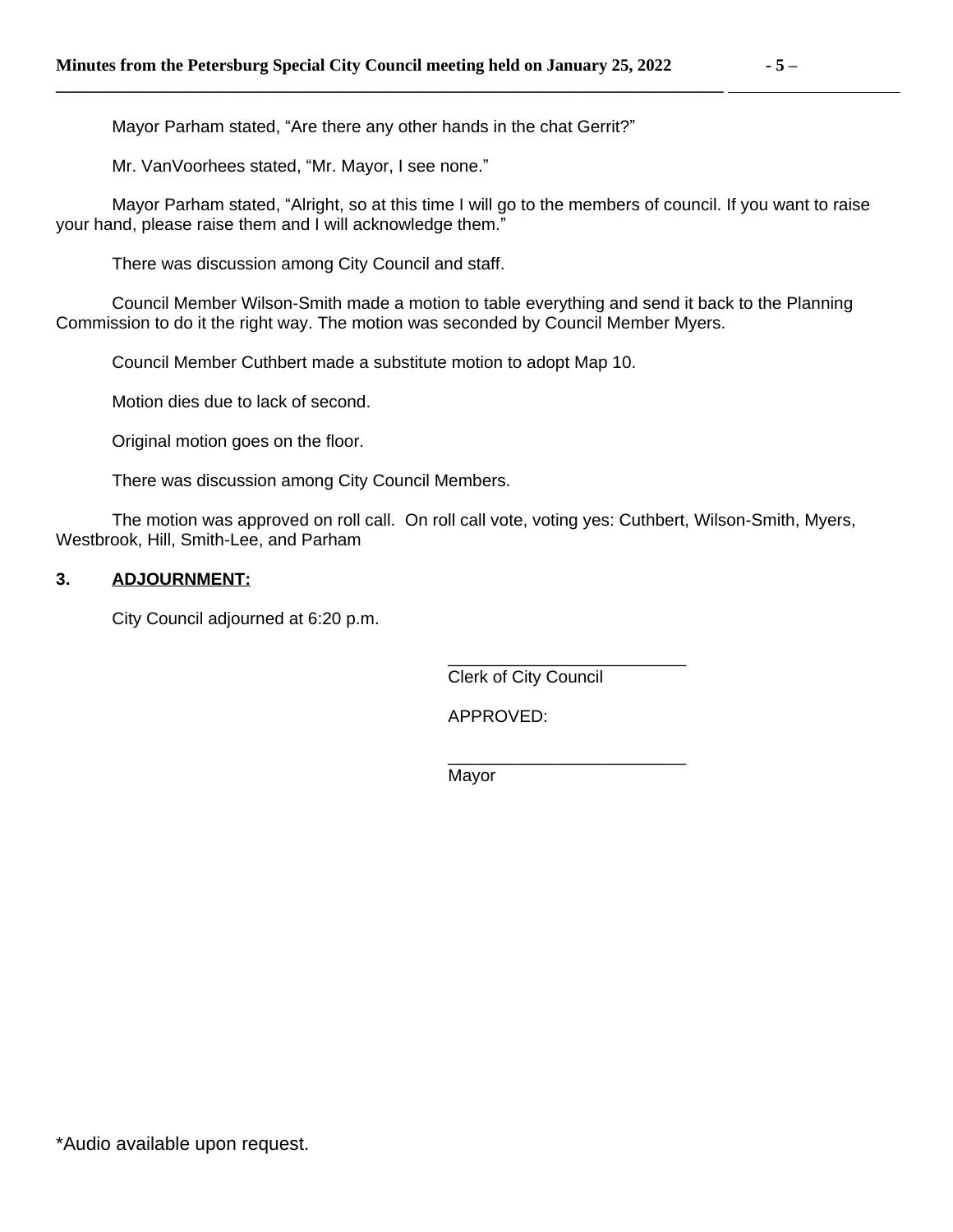Mayor Parham stated, “Are there any other hands in the chat Gerrit?”

Mr. VanVoorhees stated, “Mr. Mayor, I see none.”

Mayor Parham stated, “Alright, so at this time I will go to the members of council. If you want to raise your hand, please raise them and I will acknowledge them.”

There was discussion among City Council and staff.

Council Member Wilson-Smith made a motion to table everything and send it back to the Planning Commission to do it the right way. The motion was seconded by Council Member Myers.

Council Member Cuthbert made a substitute motion to adopt Map 10.

Motion dies due to lack of second.

Original motion goes on the floor.

There was discussion among City Council Members.

The motion was approved on roll call. On roll call vote, voting yes: Cuthbert, Wilson-Smith, Myers, Westbrook, Hill, Smith-Lee, and Parham

## 3. ADJOURNMENT:

City Council adjourned at 6:20 p.m.

_________________________
Clerk of City Council

APPROVED:

_________________________
Mayor

*Audio available upon request.